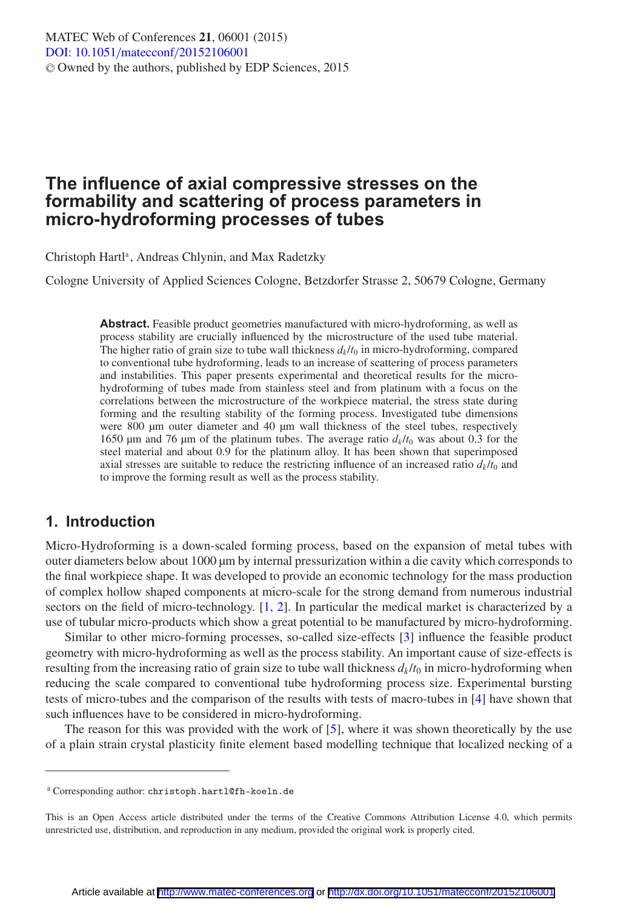# The influence of axial compressive stresses on the formability and scattering of process parameters in micro-hydroforming processes of tubes

Christoph Hartl[a], Andreas Chlynin, and Max Radetzky

Cologne University of Applied Sciences Cologne, Betzdorfer Strasse 2, 50679 Cologne, Germany

**Abstract.** Feasible product geometries manufactured with micro-hydroforming, as well as process stability are crucially influenced by the microstructure of the used tube material. The higher ratio of grain size to tube wall thickness $d_k/t_0$ in micro-hydroforming, compared to conventional tube hydroforming, leads to an increase of scattering of process parameters and instabilities. This paper presents experimental and theoretical results for the micro-hydroforming of tubes made from stainless steel and from platinum with a focus on the correlations between the microstructure of the workpiece material, the stress state during forming and the resulting stability of the forming process. Investigated tube dimensions were 800 µm outer diameter and 40 µm wall thickness of the steel tubes, respectively 1650 µm and 76 µm of the platinum tubes. The average ratio $d_k/t_0$ was about 0.3 for the steel material and about 0.9 for the platinum alloy. It has been shown that superimposed axial stresses are suitable to reduce the restricting influence of an increased ratio $d_k/t_0$ and to improve the forming result as well as the process stability.

## 1. Introduction

Micro-Hydroforming is a down-scaled forming process, based on the expansion of metal tubes with outer diameters below about 1000 µm by internal pressurization within a die cavity which corresponds to the final workpiece shape. It was developed to provide an economic technology for the mass production of complex hollow shaped components at micro-scale for the strong demand from numerous industrial sectors on the field of micro-technology. [1, 2]. In particular the medical market is characterized by a use of tubular micro-products which show a great potential to be manufactured by micro-hydroforming.

Similar to other micro-forming processes, so-called size-effects [3] influence the feasible product geometry with micro-hydroforming as well as the process stability. An important cause of size-effects is resulting from the increasing ratio of grain size to tube wall thickness $d_k/t_0$ in micro-hydroforming when reducing the scale compared to conventional tube hydroforming process size. Experimental bursting tests of micro-tubes and the comparison of the results with tests of macro-tubes in [4] have shown that such influences have to be considered in micro-hydroforming.

The reason for this was provided with the work of [5], where it was shown theoretically by the use of a plain strain crystal plasticity finite element based modelling technique that localized necking of a

[a] Corresponding author: christoph.hartl@fh-koeln.de

This is an Open Access article distributed under the terms of the Creative Commons Attribution License 4.0, which permits unrestricted use, distribution, and reproduction in any medium, provided the original work is properly cited.

Article available at http://www.matec-conferences.org or http://dx.doi.org/10.1051/matecconf/20152106001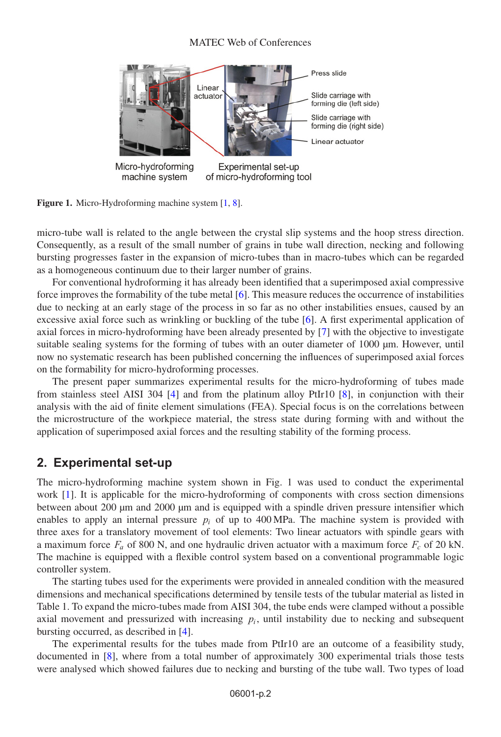Figure 1. Micro-Hydroforming machine system [1, 8].

micro-tube wall is related to the angle between the crystal slip systems and the hoop stress direction. Consequently, as a result of the small number of grains in tube wall direction, necking and following bursting progresses faster in the expansion of micro-tubes than in macro-tubes which can be regarded as a homogeneous continuum due to their larger number of grains.

For conventional hydroforming it has already been identified that a superimposed axial compressive force improves the formability of the tube metal [6]. This measure reduces the occurrence of instabilities due to necking at an early stage of the process in so far as no other instabilities ensues, caused by an excessive axial force such as wrinkling or buckling of the tube [6]. A first experimental application of axial forces in micro-hydroforming have been already presented by [7] with the objective to investigate suitable sealing systems for the forming of tubes with an outer diameter of 1000 µm. However, until now no systematic research has been published concerning the influences of superimposed axial forces on the formability for micro-hydroforming processes.

The present paper summarizes experimental results for the micro-hydroforming of tubes made from stainless steel AISI 304 [4] and from the platinum alloy PtIr10 [8], in conjunction with their analysis with the aid of finite element simulations (FEA). Special focus is on the correlations between the microstructure of the workpiece material, the stress state during forming with and without the application of superimposed axial forces and the resulting stability of the forming process.

## 2. Experimental set-up

The micro-hydroforming machine system shown in Fig. 1 was used to conduct the experimental work [1]. It is applicable for the micro-hydroforming of components with cross section dimensions between about 200 µm and 2000 µm and is equipped with a spindle driven pressure intensifier which enables to apply an internal pressure $p_i$ of up to 400 MPa. The machine system is provided with three axes for a translatory movement of tool elements: Two linear actuators with spindle gears with a maximum force $F_a$ of 800 N, and one hydraulic driven actuator with a maximum force $F_c$ of 20 kN. The machine is equipped with a flexible control system based on a conventional programmable logic controller system.

The starting tubes used for the experiments were provided in annealed condition with the measured dimensions and mechanical specifications determined by tensile tests of the tubular material as listed in Table 1. To expand the micro-tubes made from AISI 304, the tube ends were clamped without a possible axial movement and pressurized with increasing $p_i$, until instability due to necking and subsequent bursting occurred, as described in [4].

The experimental results for the tubes made from PtIr10 are an outcome of a feasibility study, documented in [8], where from a total number of approximately 300 experimental trials those tests were analysed which showed failures due to necking and bursting of the tube wall. Two types of load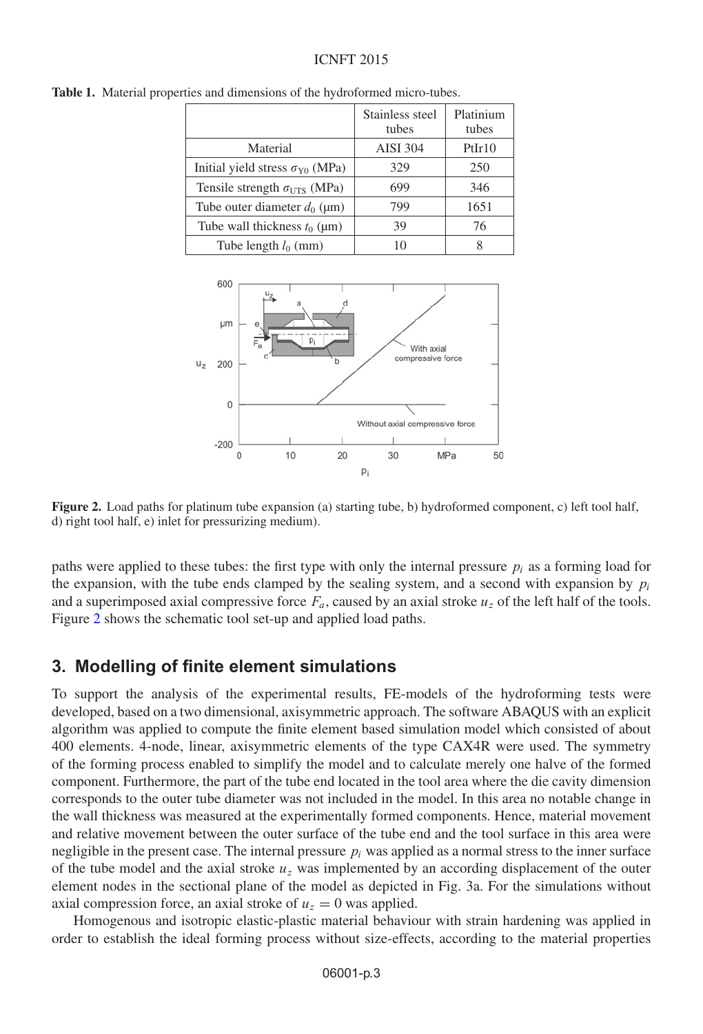**Table 1.** Material properties and dimensions of the hydroformed micro-tubes.

| | Stainless steel tubes | Platinium tubes |
|---|---|---|
| Material | AISI 304 | PtIr10 |
| Initial yield stress $\sigma_{Y0}$ (MPa) | 329 | 250 |
| Tensile strength $\sigma_{UTS}$ (MPa) | 699 | 346 |
| Tube outer diameter $d_0$ (μm) | 799 | 1651 |
| Tube wall thickness $t_0$ (μm) | 39 | 76 |
| Tube length $l_0$ (mm) | 10 | 8 |

**Figure 2.** Load paths for platinum tube expansion (a) starting tube, b) hydroformed component, c) left tool half, d) right tool half, e) inlet for pressurizing medium).

paths were applied to these tubes: the first type with only the internal pressure $p_i$ as a forming load for the expansion, with the tube ends clamped by the sealing system, and a second with expansion by $p_i$ and a superimposed axial compressive force $F_a$, caused by an axial stroke $u_z$ of the left half of the tools. Figure 2 shows the schematic tool set-up and applied load paths.

## 3. Modelling of finite element simulations

To support the analysis of the experimental results, FE-models of the hydroforming tests were developed, based on a two dimensional, axisymmetric approach. The software ABAQUS with an explicit algorithm was applied to compute the finite element based simulation model which consisted of about 400 elements. 4-node, linear, axisymmetric elements of the type CAX4R were used. The symmetry of the forming process enabled to simplify the model and to calculate merely one halve of the formed component. Furthermore, the part of the tube end located in the tool area where the die cavity dimension corresponds to the outer tube diameter was not included in the model. In this area no notable change in the wall thickness was measured at the experimentally formed components. Hence, material movement and relative movement between the outer surface of the tube end and the tool surface in this area were negligible in the present case. The internal pressure $p_i$ was applied as a normal stress to the inner surface of the tube model and the axial stroke $u_z$ was implemented by an according displacement of the outer element nodes in the sectional plane of the model as depicted in Fig. 3a. For the simulations without axial compression force, an axial stroke of $u_z = 0$ was applied.

Homogenous and isotropic elastic-plastic material behaviour with strain hardening was applied in order to establish the ideal forming process without size-effects, according to the material properties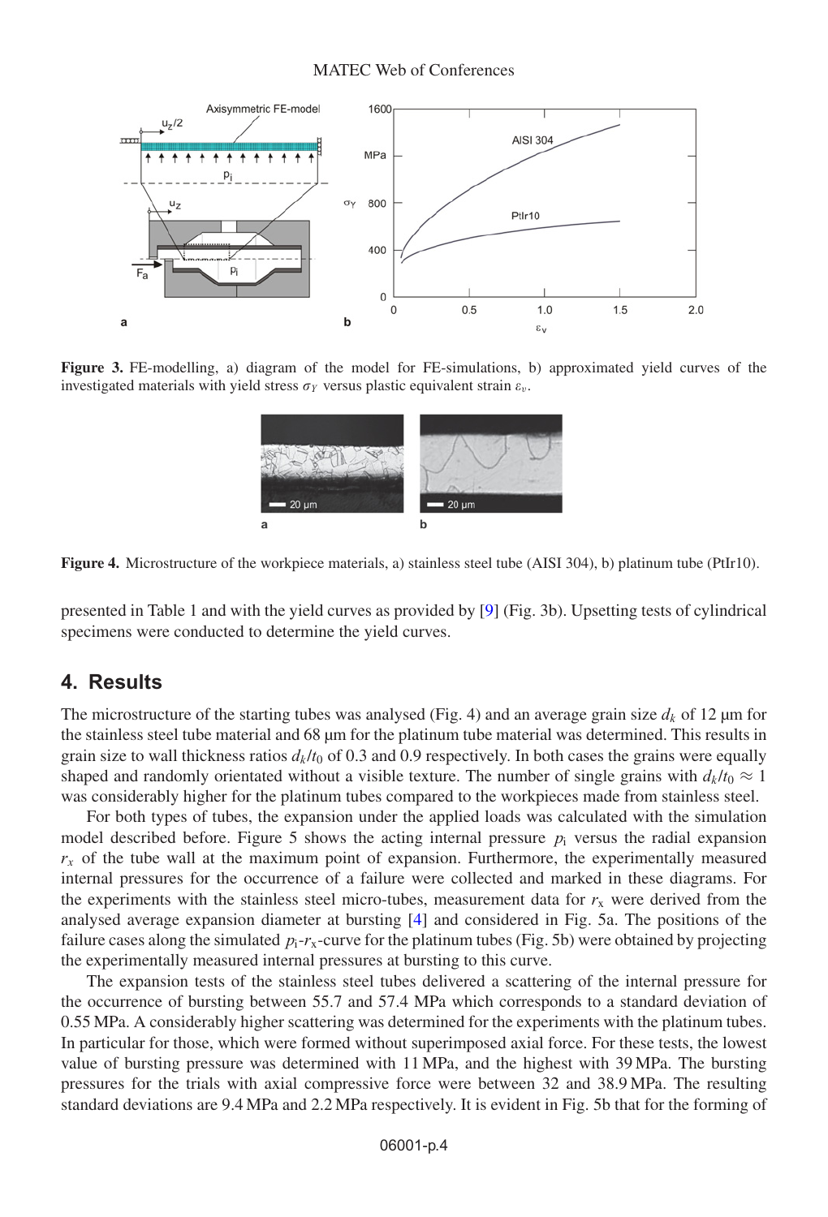**Figure 3.** FE-modelling, a) diagram of the model for FE-simulations, b) approximated yield curves of the investigated materials with yield stress $\sigma_Y$ versus plastic equivalent strain $\varepsilon_v$.

**Figure 4.** Microstructure of the workpiece materials, a) stainless steel tube (AISI 304), b) platinum tube (PtIr10).

presented in Table 1 and with the yield curves as provided by [9] (Fig. 3b). Upsetting tests of cylindrical specimens were conducted to determine the yield curves.

## 4. Results

The microstructure of the starting tubes was analysed (Fig. 4) and an average grain size $d_k$ of 12 µm for the stainless steel tube material and 68 µm for the platinum tube material was determined. This results in grain size to wall thickness ratios $d_k/t_0$ of 0.3 and 0.9 respectively. In both cases the grains were equally shaped and randomly orientated without a visible texture. The number of single grains with $d_k/t_0 \approx 1$ was considerably higher for the platinum tubes compared to the workpieces made from stainless steel.

For both types of tubes, the expansion under the applied loads was calculated with the simulation model described before. Figure 5 shows the acting internal pressure $p_i$ versus the radial expansion $r_x$ of the tube wall at the maximum point of expansion. Furthermore, the experimentally measured internal pressures for the occurrence of a failure were collected and marked in these diagrams. For the experiments with the stainless steel micro-tubes, measurement data for $r_x$ were derived from the analysed average expansion diameter at bursting [4] and considered in Fig. 5a. The positions of the failure cases along the simulated $p_i$-$r_x$-curve for the platinum tubes (Fig. 5b) were obtained by projecting the experimentally measured internal pressures at bursting to this curve.

The expansion tests of the stainless steel tubes delivered a scattering of the internal pressure for the occurrence of bursting between 55.7 and 57.4 MPa which corresponds to a standard deviation of 0.55 MPa. A considerably higher scattering was determined for the experiments with the platinum tubes. In particular for those, which were formed without superimposed axial force. For these tests, the lowest value of bursting pressure was determined with 11 MPa, and the highest with 39 MPa. The bursting pressures for the trials with axial compressive force were between 32 and 38.9 MPa. The resulting standard deviations are 9.4 MPa and 2.2 MPa respectively. It is evident in Fig. 5b that for the forming of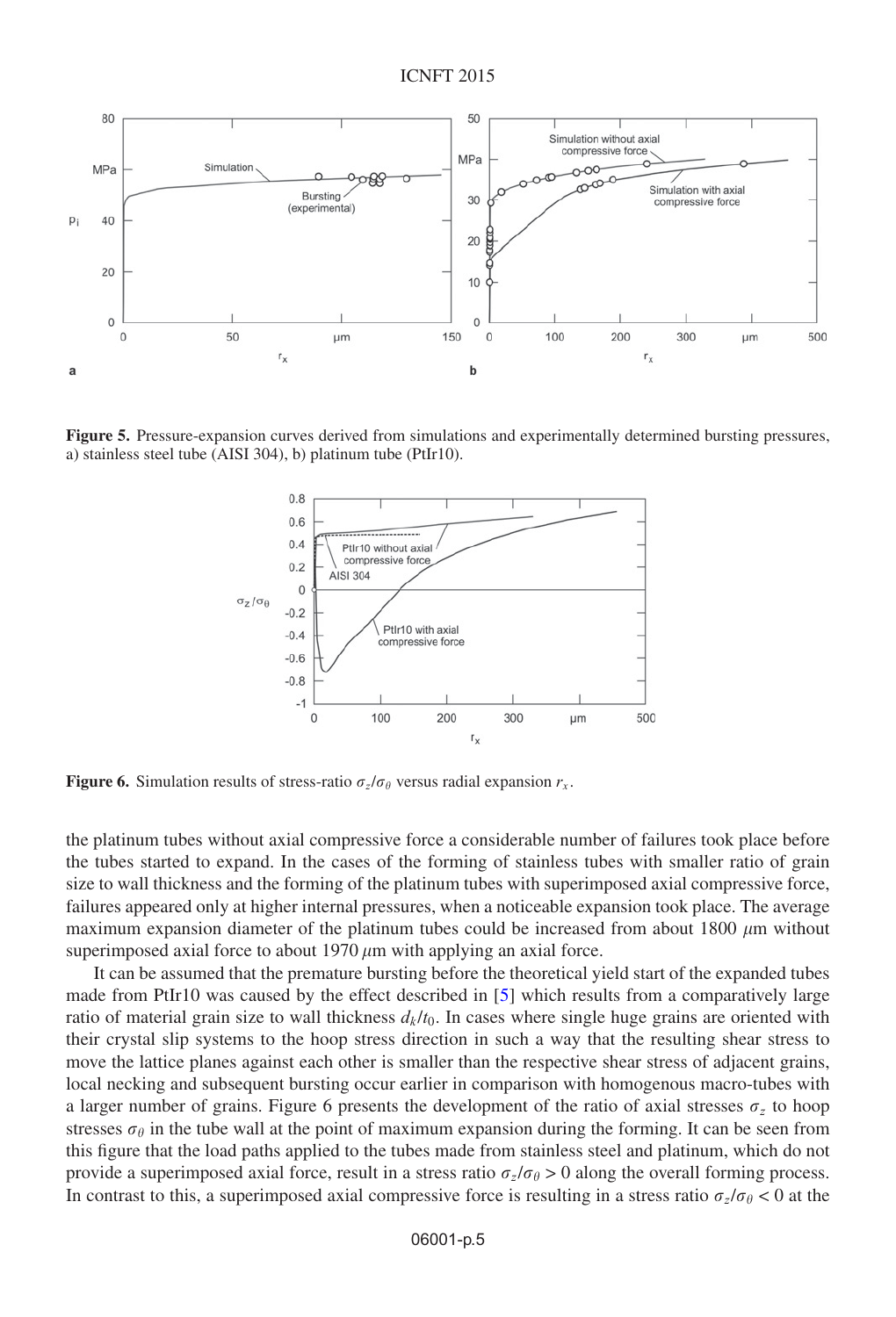**Figure 5.** Pressure-expansion curves derived from simulations and experimentally determined bursting pressures, a) stainless steel tube (AISI 304), b) platinum tube (PtIr10).

**Figure 6.** Simulation results of stress-ratio $\sigma_z/\sigma_\theta$ versus radial expansion $r_x$.

the platinum tubes without axial compressive force a considerable number of failures took place before the tubes started to expand. In the cases of the forming of stainless tubes with smaller ratio of grain size to wall thickness and the forming of the platinum tubes with superimposed axial compressive force, failures appeared only at higher internal pressures, when a noticeable expansion took place. The average maximum expansion diameter of the platinum tubes could be increased from about 1800 $\mu$m without superimposed axial force to about 1970 $\mu$m with applying an axial force.

It can be assumed that the premature bursting before the theoretical yield start of the expanded tubes made from PtIr10 was caused by the effect described in [5] which results from a comparatively large ratio of material grain size to wall thickness $d_k/t_0$. In cases where single huge grains are oriented with their crystal slip systems to the hoop stress direction in such a way that the resulting shear stress to move the lattice planes against each other is smaller than the respective shear stress of adjacent grains, local necking and subsequent bursting occur earlier in comparison with homogenous macro-tubes with a larger number of grains. Figure 6 presents the development of the ratio of axial stresses $\sigma_z$ to hoop stresses $\sigma_\theta$ in the tube wall at the point of maximum expansion during the forming. It can be seen from this figure that the load paths applied to the tubes made from stainless steel and platinum, which do not provide a superimposed axial force, result in a stress ratio $\sigma_z/\sigma_\theta > 0$ along the overall forming process. In contrast to this, a superimposed axial compressive force is resulting in a stress ratio $\sigma_z/\sigma_\theta < 0$ at the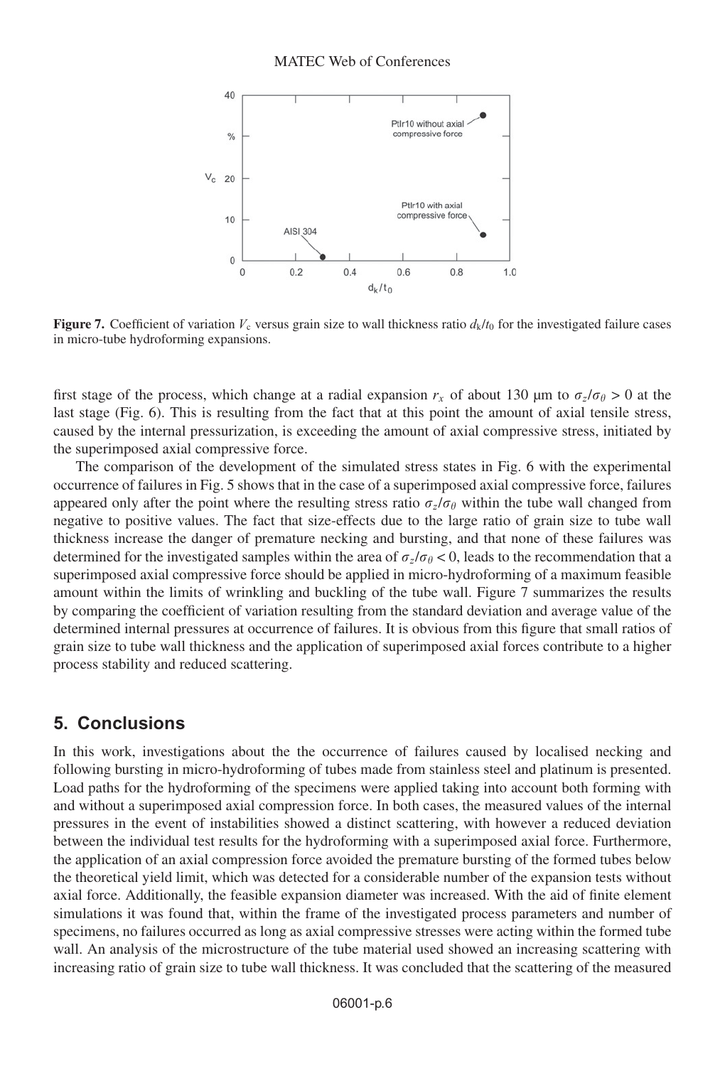**Figure 7.** Coefficient of variation $V_c$ versus grain size to wall thickness ratio $d_k/t_0$ for the investigated failure cases in micro-tube hydroforming expansions.

first stage of the process, which change at a radial expansion $r_x$ of about 130 μm to $\sigma_z/\sigma_\theta > 0$ at the last stage (Fig. 6). This is resulting from the fact that at this point the amount of axial tensile stress, caused by the internal pressurization, is exceeding the amount of axial compressive stress, initiated by the superimposed axial compressive force.

The comparison of the development of the simulated stress states in Fig. 6 with the experimental occurrence of failures in Fig. 5 shows that in the case of a superimposed axial compressive force, failures appeared only after the point where the resulting stress ratio $\sigma_z/\sigma_\theta$ within the tube wall changed from negative to positive values. The fact that size-effects due to the large ratio of grain size to tube wall thickness increase the danger of premature necking and bursting, and that none of these failures was determined for the investigated samples within the area of $\sigma_z/\sigma_\theta < 0$, leads to the recommendation that a superimposed axial compressive force should be applied in micro-hydroforming of a maximum feasible amount within the limits of wrinkling and buckling of the tube wall. Figure 7 summarizes the results by comparing the coefficient of variation resulting from the standard deviation and average value of the determined internal pressures at occurrence of failures. It is obvious from this figure that small ratios of grain size to tube wall thickness and the application of superimposed axial forces contribute to a higher process stability and reduced scattering.

## 5. Conclusions

In this work, investigations about the the occurrence of failures caused by localised necking and following bursting in micro-hydroforming of tubes made from stainless steel and platinum is presented. Load paths for the hydroforming of the specimens were applied taking into account both forming with and without a superimposed axial compression force. In both cases, the measured values of the internal pressures in the event of instabilities showed a distinct scattering, with however a reduced deviation between the individual test results for the hydroforming with a superimposed axial force. Furthermore, the application of an axial compression force avoided the premature bursting of the formed tubes below the theoretical yield limit, which was detected for a considerable number of the expansion tests without axial force. Additionally, the feasible expansion diameter was increased. With the aid of finite element simulations it was found that, within the frame of the investigated process parameters and number of specimens, no failures occurred as long as axial compressive stresses were acting within the formed tube wall. An analysis of the microstructure of the tube material used showed an increasing scattering with increasing ratio of grain size to tube wall thickness. It was concluded that the scattering of the measured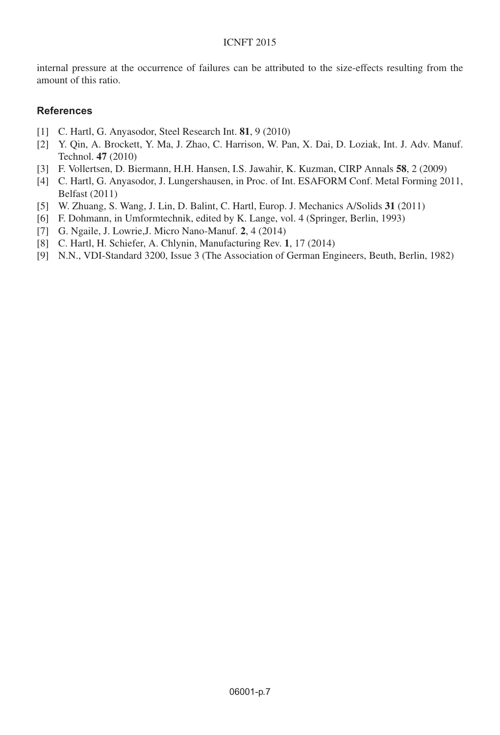internal pressure at the occurrence of failures can be attributed to the size-effects resulting from the amount of this ratio.

## References

[1] C. Hartl, G. Anyasodor, Steel Research Int. **81**, 9 (2010)

[2] Y. Qin, A. Brockett, Y. Ma, J. Zhao, C. Harrison, W. Pan, X. Dai, D. Loziak, Int. J. Adv. Manuf. Technol. **47** (2010)

[3] F. Vollertsen, D. Biermann, H.H. Hansen, I.S. Jawahir, K. Kuzman, CIRP Annals **58**, 2 (2009)

[4] C. Hartl, G. Anyasodor, J. Lungershausen, in Proc. of Int. ESAFORM Conf. Metal Forming 2011, Belfast (2011)

[5] W. Zhuang, S. Wang, J. Lin, D. Balint, C. Hartl, Europ. J. Mechanics A/Solids **31** (2011)

[6] F. Dohmann, in Umformtechnik, edited by K. Lange, vol. 4 (Springer, Berlin, 1993)

[7] G. Ngaile, J. Lowrie,J. Micro Nano-Manuf. **2**, 4 (2014)

[8] C. Hartl, H. Schiefer, A. Chlynin, Manufacturing Rev. **1**, 17 (2014)

[9] N.N., VDI-Standard 3200, Issue 3 (The Association of German Engineers, Beuth, Berlin, 1982)